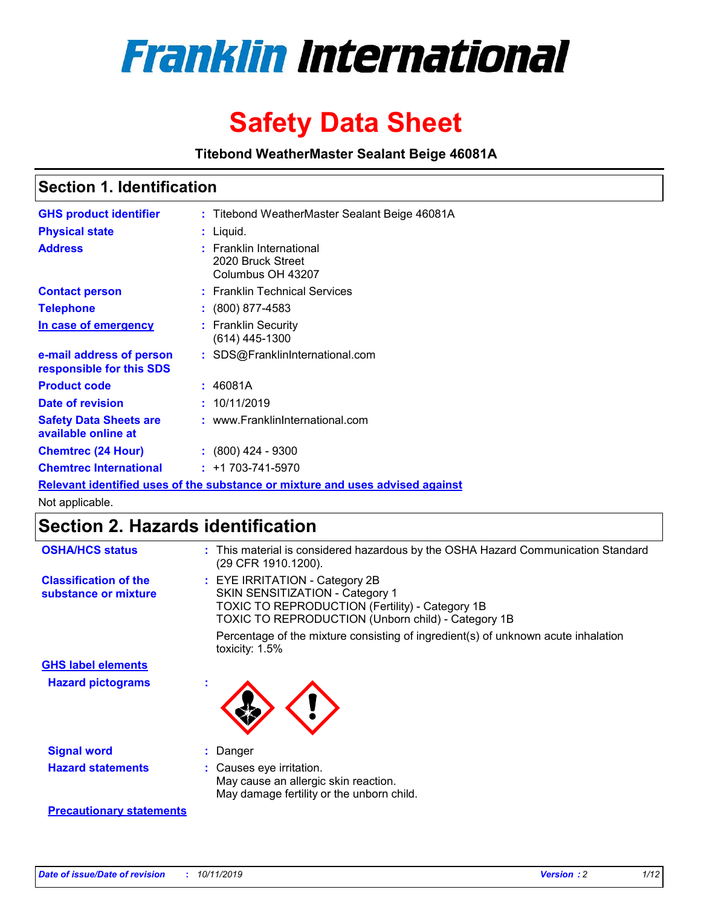# Franklin International

# Safety Data Sheet

**Titebond WeatherMaster Sealant Beige 46081A**

## Section 1. Identification

| | | |
|---|---|---|
| **GHS product identifier** | : | Titebond WeatherMaster Sealant Beige 46081A |
| **Physical state** | : | Liquid. |
| **Address** | : | Franklin International<br>2020 Bruck Street<br>Columbus OH 43207 |
| **Contact person** | : | Franklin Technical Services |
| **Telephone** | : | (800) 877-4583 |
| **In case of emergency** | : | Franklin Security<br>(614) 445-1300 |
| **e-mail address of person responsible for this SDS** | : | SDS@FranklinInternational.com |
| **Product code** | : | 46081A |
| **Date of revision** | : | 10/11/2019 |
| **Safety Data Sheets are available online at** | : | www.FranklinInternational.com |
| **Chemtrec (24 Hour)** | : | (800) 424 - 9300 |
| **Chemtrec International** | : | +1 703-741-5970 |

**Relevant identified uses of the substance or mixture and uses advised against**

Not applicable.

## Section 2. Hazards identification

| | | |
|---|---|---|
| **OSHA/HCS status** | : | This material is considered hazardous by the OSHA Hazard Communication Standard (29 CFR 1910.1200). |
| **Classification of the substance or mixture** | : | EYE IRRITATION - Category 2B<br>SKIN SENSITIZATION - Category 1<br>TOXIC TO REPRODUCTION (Fertility) - Category 1B<br>TOXIC TO REPRODUCTION (Unborn child) - Category 1B<br><br>Percentage of the mixture consisting of ingredient(s) of unknown acute inhalation toxicity: 1.5% |

**GHS label elements**

| | | |
|---|---|---|
| **Hazard pictograms** | : | |
| **Signal word** | : | Danger |
| **Hazard statements** | : | Causes eye irritation.<br>May cause an allergic skin reaction.<br>May damage fertility or the unborn child. |

**Precautionary statements**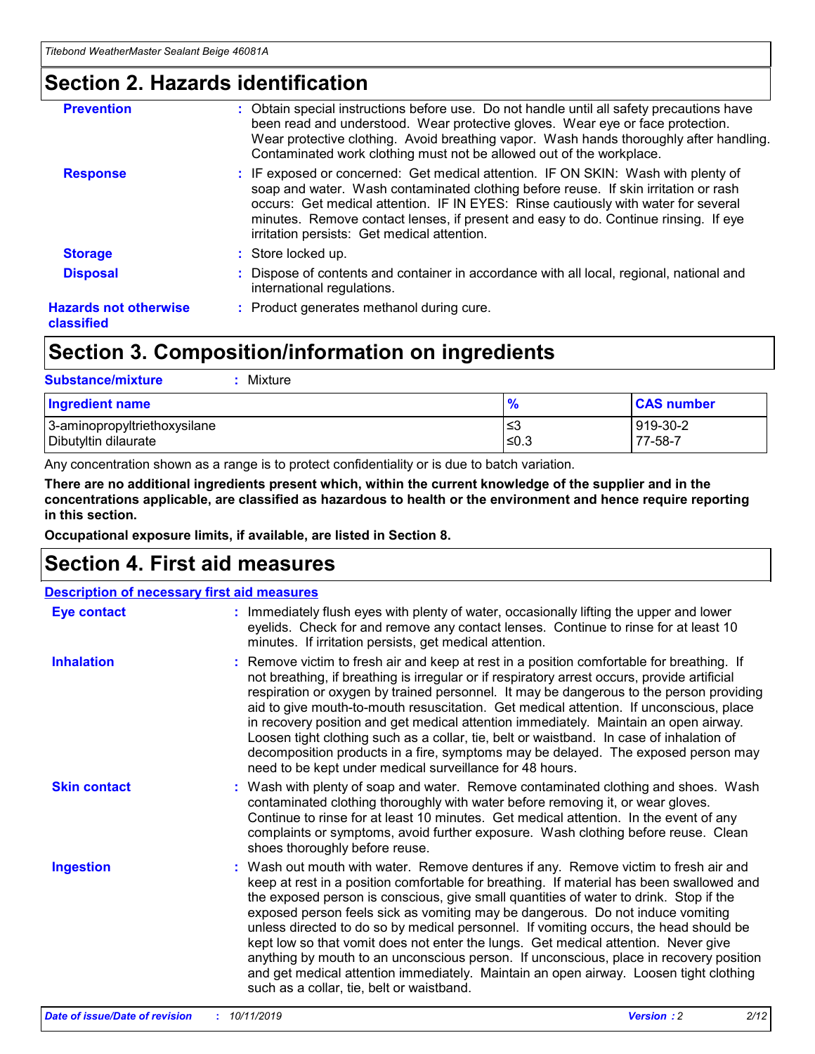## Section 2. Hazards identification

| | |
|---|---|
| **Prevention** | : Obtain special instructions before use. Do not handle until all safety precautions have been read and understood. Wear protective gloves. Wear eye or face protection. Wear protective clothing. Avoid breathing vapor. Wash hands thoroughly after handling. Contaminated work clothing must not be allowed out of the workplace. |
| **Response** | : IF exposed or concerned: Get medical attention. IF ON SKIN: Wash with plenty of soap and water. Wash contaminated clothing before reuse. If skin irritation or rash occurs: Get medical attention. IF IN EYES: Rinse cautiously with water for several minutes. Remove contact lenses, if present and easy to do. Continue rinsing. If eye irritation persists: Get medical attention. |
| **Storage** | : Store locked up. |
| **Disposal** | : Dispose of contents and container in accordance with all local, regional, national and international regulations. |
| **Hazards not otherwise classified** | : Product generates methanol during cure. |

## Section 3. Composition/information on ingredients

**Substance/mixture** : Mixture

| Ingredient name | % | CAS number |
|---|---|---|
| 3-aminopropyltriethoxysilane | ≤3 | 919-30-2 |
| Dibutyltin dilaurate | ≤0.3 | 77-58-7 |

Any concentration shown as a range is to protect confidentiality or is due to batch variation.

**There are no additional ingredients present which, within the current knowledge of the supplier and in the concentrations applicable, are classified as hazardous to health or the environment and hence require reporting in this section.**

**Occupational exposure limits, if available, are listed in Section 8.**

## Section 4. First aid measures

**Description of necessary first aid measures**

| | |
|---|---|
| **Eye contact** | : Immediately flush eyes with plenty of water, occasionally lifting the upper and lower eyelids. Check for and remove any contact lenses. Continue to rinse for at least 10 minutes. If irritation persists, get medical attention. |
| **Inhalation** | : Remove victim to fresh air and keep at rest in a position comfortable for breathing. If not breathing, if breathing is irregular or if respiratory arrest occurs, provide artificial respiration or oxygen by trained personnel. It may be dangerous to the person providing aid to give mouth-to-mouth resuscitation. Get medical attention. If unconscious, place in recovery position and get medical attention immediately. Maintain an open airway. Loosen tight clothing such as a collar, tie, belt or waistband. In case of inhalation of decomposition products in a fire, symptoms may be delayed. The exposed person may need to be kept under medical surveillance for 48 hours. |
| **Skin contact** | : Wash with plenty of soap and water. Remove contaminated clothing and shoes. Wash contaminated clothing thoroughly with water before removing it, or wear gloves. Continue to rinse for at least 10 minutes. Get medical attention. In the event of any complaints or symptoms, avoid further exposure. Wash clothing before reuse. Clean shoes thoroughly before reuse. |
| **Ingestion** | : Wash out mouth with water. Remove dentures if any. Remove victim to fresh air and keep at rest in a position comfortable for breathing. If material has been swallowed and the exposed person is conscious, give small quantities of water to drink. Stop if the exposed person feels sick as vomiting may be dangerous. Do not induce vomiting unless directed to do so by medical personnel. If vomiting occurs, the head should be kept low so that vomit does not enter the lungs. Get medical attention. Never give anything by mouth to an unconscious person. If unconscious, place in recovery position and get medical attention immediately. Maintain an open airway. Loosen tight clothing such as a collar, tie, belt or waistband. |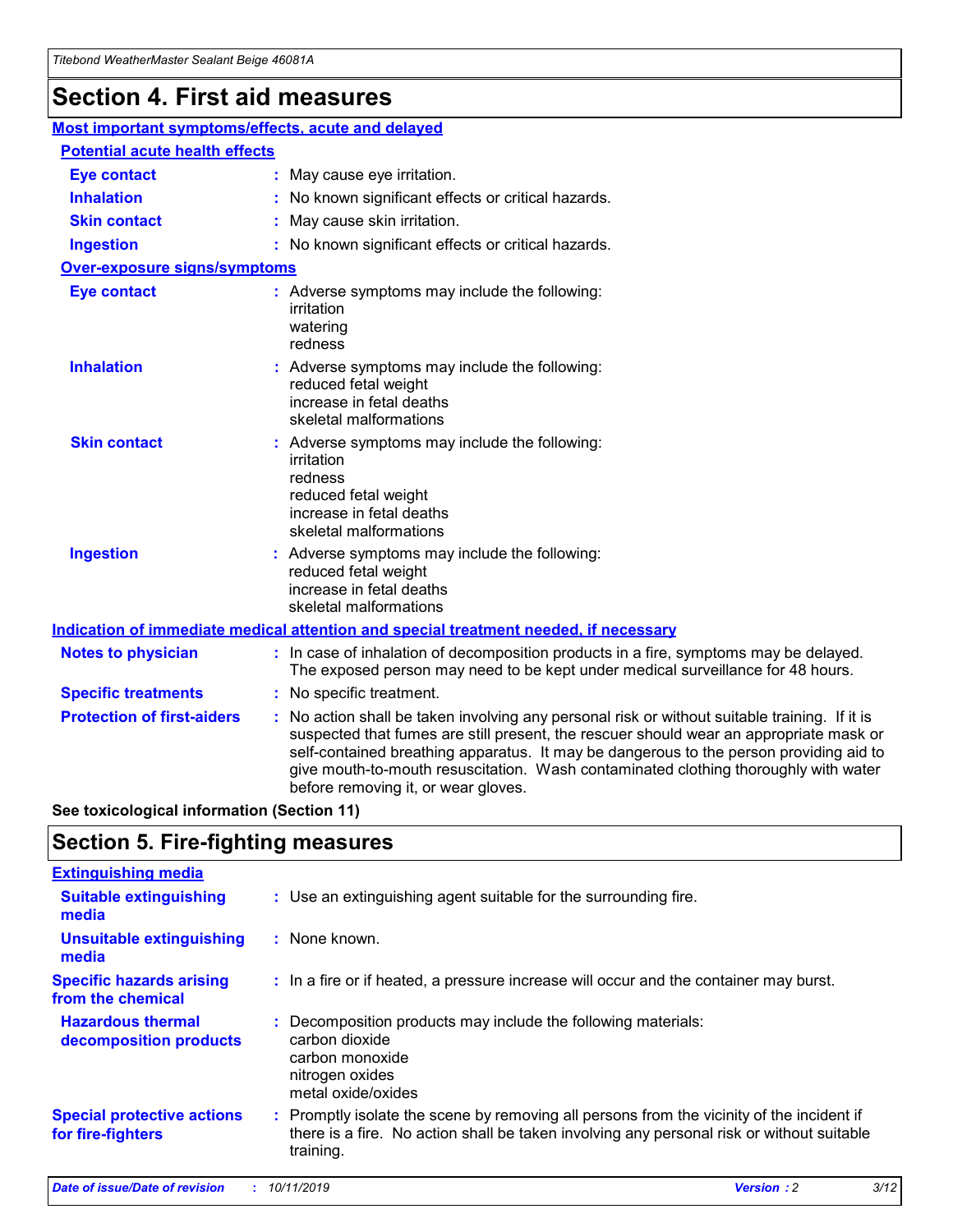# Section 4. First aid measures

### Most important symptoms/effects, acute and delayed

#### Potential acute health effects

**Eye contact** : May cause eye irritation.

**Inhalation** : No known significant effects or critical hazards.

**Skin contact** : May cause skin irritation.

**Ingestion** : No known significant effects or critical hazards.

#### Over-exposure signs/symptoms

**Eye contact** : Adverse symptoms may include the following:
irritation
watering
redness

**Inhalation** : Adverse symptoms may include the following:
reduced fetal weight
increase in fetal deaths
skeletal malformations

**Skin contact** : Adverse symptoms may include the following:
irritation
redness
reduced fetal weight
increase in fetal deaths
skeletal malformations

**Ingestion** : Adverse symptoms may include the following:
reduced fetal weight
increase in fetal deaths
skeletal malformations

### Indication of immediate medical attention and special treatment needed, if necessary

**Notes to physician** : In case of inhalation of decomposition products in a fire, symptoms may be delayed. The exposed person may need to be kept under medical surveillance for 48 hours.

**Specific treatments** : No specific treatment.

**Protection of first-aiders** : No action shall be taken involving any personal risk or without suitable training. If it is suspected that fumes are still present, the rescuer should wear an appropriate mask or self-contained breathing apparatus. It may be dangerous to the person providing aid to give mouth-to-mouth resuscitation. Wash contaminated clothing thoroughly with water before removing it, or wear gloves.

**See toxicological information (Section 11)**

# Section 5. Fire-fighting measures

### Extinguishing media

**Suitable extinguishing media** : Use an extinguishing agent suitable for the surrounding fire.

**Unsuitable extinguishing media** : None known.

**Specific hazards arising from the chemical** : In a fire or if heated, a pressure increase will occur and the container may burst.

**Hazardous thermal decomposition products** : Decomposition products may include the following materials:
carbon dioxide
carbon monoxide
nitrogen oxides
metal oxide/oxides

**Special protective actions for fire-fighters** : Promptly isolate the scene by removing all persons from the vicinity of the incident if there is a fire. No action shall be taken involving any personal risk or without suitable training.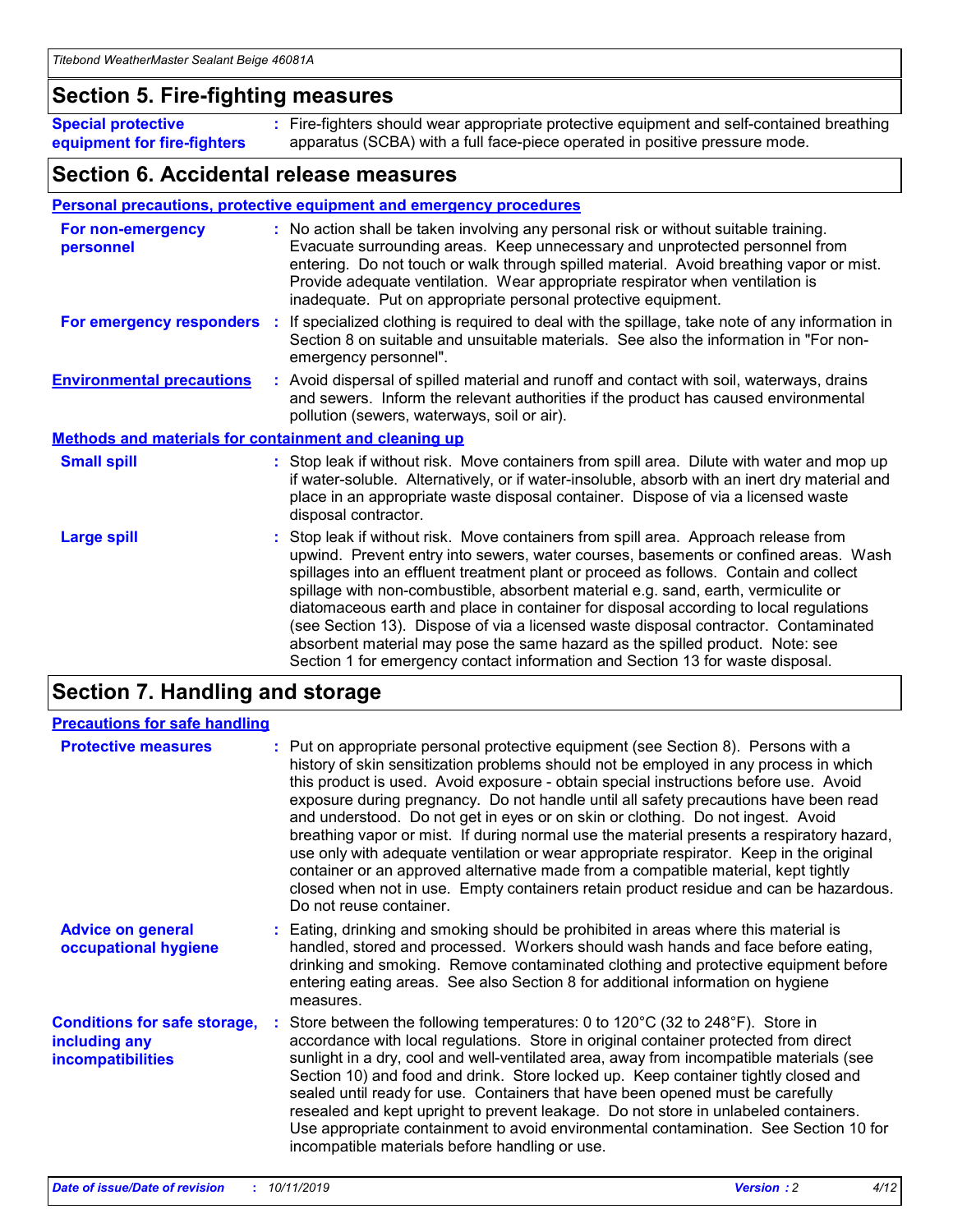## Section 5. Fire-fighting measures

**Special protective equipment for fire-fighters** : Fire-fighters should wear appropriate protective equipment and self-contained breathing apparatus (SCBA) with a full face-piece operated in positive pressure mode.

## Section 6. Accidental release measures

### Personal precautions, protective equipment and emergency procedures

**For non-emergency personnel** : No action shall be taken involving any personal risk or without suitable training. Evacuate surrounding areas. Keep unnecessary and unprotected personnel from entering. Do not touch or walk through spilled material. Avoid breathing vapor or mist. Provide adequate ventilation. Wear appropriate respirator when ventilation is inadequate. Put on appropriate personal protective equipment.

**For emergency responders** : If specialized clothing is required to deal with the spillage, take note of any information in Section 8 on suitable and unsuitable materials. See also the information in "For non-emergency personnel".

**Environmental precautions** : Avoid dispersal of spilled material and runoff and contact with soil, waterways, drains and sewers. Inform the relevant authorities if the product has caused environmental pollution (sewers, waterways, soil or air).

### Methods and materials for containment and cleaning up

**Small spill** : Stop leak if without risk. Move containers from spill area. Dilute with water and mop up if water-soluble. Alternatively, or if water-insoluble, absorb with an inert dry material and place in an appropriate waste disposal container. Dispose of via a licensed waste disposal contractor.

**Large spill** : Stop leak if without risk. Move containers from spill area. Approach release from upwind. Prevent entry into sewers, water courses, basements or confined areas. Wash spillages into an effluent treatment plant or proceed as follows. Contain and collect spillage with non-combustible, absorbent material e.g. sand, earth, vermiculite or diatomaceous earth and place in container for disposal according to local regulations (see Section 13). Dispose of via a licensed waste disposal contractor. Contaminated absorbent material may pose the same hazard as the spilled product. Note: see Section 1 for emergency contact information and Section 13 for waste disposal.

## Section 7. Handling and storage

### Precautions for safe handling

**Protective measures** : Put on appropriate personal protective equipment (see Section 8). Persons with a history of skin sensitization problems should not be employed in any process in which this product is used. Avoid exposure - obtain special instructions before use. Avoid exposure during pregnancy. Do not handle until all safety precautions have been read and understood. Do not get in eyes or on skin or clothing. Do not ingest. Avoid breathing vapor or mist. If during normal use the material presents a respiratory hazard, use only with adequate ventilation or wear appropriate respirator. Keep in the original container or an approved alternative made from a compatible material, kept tightly closed when not in use. Empty containers retain product residue and can be hazardous. Do not reuse container.

**Advice on general occupational hygiene** : Eating, drinking and smoking should be prohibited in areas where this material is handled, stored and processed. Workers should wash hands and face before eating, drinking and smoking. Remove contaminated clothing and protective equipment before entering eating areas. See also Section 8 for additional information on hygiene measures.

**Conditions for safe storage, including any incompatibilities** : Store between the following temperatures: 0 to 120°C (32 to 248°F). Store in accordance with local regulations. Store in original container protected from direct sunlight in a dry, cool and well-ventilated area, away from incompatible materials (see Section 10) and food and drink. Store locked up. Keep container tightly closed and sealed until ready for use. Containers that have been opened must be carefully resealed and kept upright to prevent leakage. Do not store in unlabeled containers. Use appropriate containment to avoid environmental contamination. See Section 10 for incompatible materials before handling or use.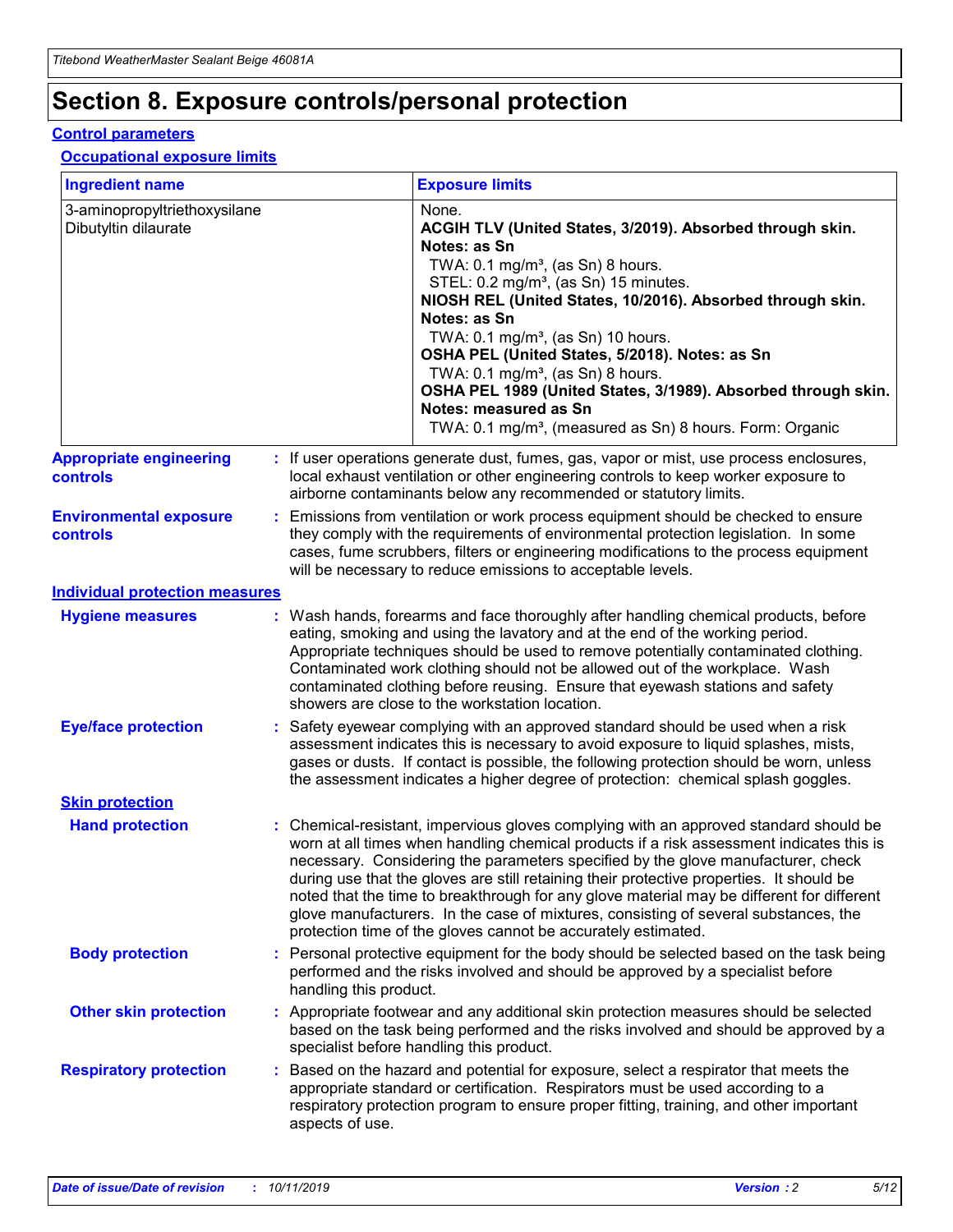# Section 8. Exposure controls/personal protection

## Control parameters

### Occupational exposure limits

| Ingredient name | Exposure limits |
| --- | --- |
| 3-aminopropyltriethoxysilane<br>Dibutyltin dilaurate | None.<br>**ACGIH TLV (United States, 3/2019). Absorbed through skin. Notes: as Sn**<br>TWA: 0.1 mg/m³, (as Sn) 8 hours.<br>STEL: 0.2 mg/m³, (as Sn) 15 minutes.<br>**NIOSH REL (United States, 10/2016). Absorbed through skin. Notes: as Sn**<br>TWA: 0.1 mg/m³, (as Sn) 10 hours.<br>**OSHA PEL (United States, 5/2018). Notes: as Sn**<br>TWA: 0.1 mg/m³, (as Sn) 8 hours.<br>**OSHA PEL 1989 (United States, 3/1989). Absorbed through skin. Notes: measured as Sn**<br>TWA: 0.1 mg/m³, (measured as Sn) 8 hours. Form: Organic |

**Appropriate engineering controls** : If user operations generate dust, fumes, gas, vapor or mist, use process enclosures, local exhaust ventilation or other engineering controls to keep worker exposure to airborne contaminants below any recommended or statutory limits.

**Environmental exposure controls** : Emissions from ventilation or work process equipment should be checked to ensure they comply with the requirements of environmental protection legislation. In some cases, fume scrubbers, filters or engineering modifications to the process equipment will be necessary to reduce emissions to acceptable levels.

## Individual protection measures

**Hygiene measures** : Wash hands, forearms and face thoroughly after handling chemical products, before eating, smoking and using the lavatory and at the end of the working period. Appropriate techniques should be used to remove potentially contaminated clothing. Contaminated work clothing should not be allowed out of the workplace. Wash contaminated clothing before reusing. Ensure that eyewash stations and safety showers are close to the workstation location.

**Eye/face protection** : Safety eyewear complying with an approved standard should be used when a risk assessment indicates this is necessary to avoid exposure to liquid splashes, mists, gases or dusts. If contact is possible, the following protection should be worn, unless the assessment indicates a higher degree of protection: chemical splash goggles.

### Skin protection

**Hand protection** : Chemical-resistant, impervious gloves complying with an approved standard should be worn at all times when handling chemical products if a risk assessment indicates this is necessary. Considering the parameters specified by the glove manufacturer, check during use that the gloves are still retaining their protective properties. It should be noted that the time to breakthrough for any glove material may be different for different glove manufacturers. In the case of mixtures, consisting of several substances, the protection time of the gloves cannot be accurately estimated.

**Body protection** : Personal protective equipment for the body should be selected based on the task being performed and the risks involved and should be approved by a specialist before handling this product.

**Other skin protection** : Appropriate footwear and any additional skin protection measures should be selected based on the task being performed and the risks involved and should be approved by a specialist before handling this product.

**Respiratory protection** : Based on the hazard and potential for exposure, select a respirator that meets the appropriate standard or certification. Respirators must be used according to a respiratory protection program to ensure proper fitting, training, and other important aspects of use.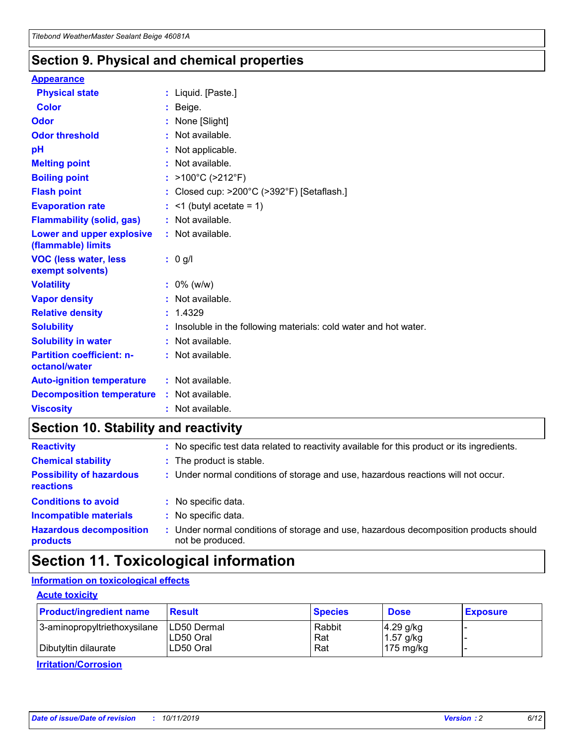## Section 9. Physical and chemical properties

### Appearance

| | |
|---|---|
| **Physical state** | : Liquid. [Paste.] |
| **Color** | : Beige. |
| **Odor** | : None [Slight] |
| **Odor threshold** | : Not available. |
| **pH** | : Not applicable. |
| **Melting point** | : Not available. |
| **Boiling point** | : >100°C (>212°F) |
| **Flash point** | : Closed cup: >200°C (>392°F) [Setaflash.] |
| **Evaporation rate** | : <1 (butyl acetate = 1) |
| **Flammability (solid, gas)** | : Not available. |
| **Lower and upper explosive (flammable) limits** | : Not available. |
| **VOC (less water, less exempt solvents)** | : 0 g/l |
| **Volatility** | : 0% (w/w) |
| **Vapor density** | : Not available. |
| **Relative density** | : 1.4329 |
| **Solubility** | : Insoluble in the following materials: cold water and hot water. |
| **Solubility in water** | : Not available. |
| **Partition coefficient: n-octanol/water** | : Not available. |
| **Auto-ignition temperature** | : Not available. |
| **Decomposition temperature** | : Not available. |
| **Viscosity** | : Not available. |

## Section 10. Stability and reactivity

| | |
|---|---|
| **Reactivity** | : No specific test data related to reactivity available for this product or its ingredients. |
| **Chemical stability** | : The product is stable. |
| **Possibility of hazardous reactions** | : Under normal conditions of storage and use, hazardous reactions will not occur. |
| **Conditions to avoid** | : No specific data. |
| **Incompatible materials** | : No specific data. |
| **Hazardous decomposition products** | : Under normal conditions of storage and use, hazardous decomposition products should not be produced. |

## Section 11. Toxicological information

### Information on toxicological effects

#### Acute toxicity

| Product/ingredient name | Result | Species | Dose | Exposure |
|---|---|---|---|---|
| 3-aminopropyltriethoxysilane | LD50 Dermal | Rabbit | 4.29 g/kg | - |
| | LD50 Oral | Rat | 1.57 g/kg | - |
| Dibutyltin dilaurate | LD50 Oral | Rat | 175 mg/kg | - |

#### Irritation/Corrosion

*Date of issue/Date of revision* : *10/11/2019* *Version* : *2*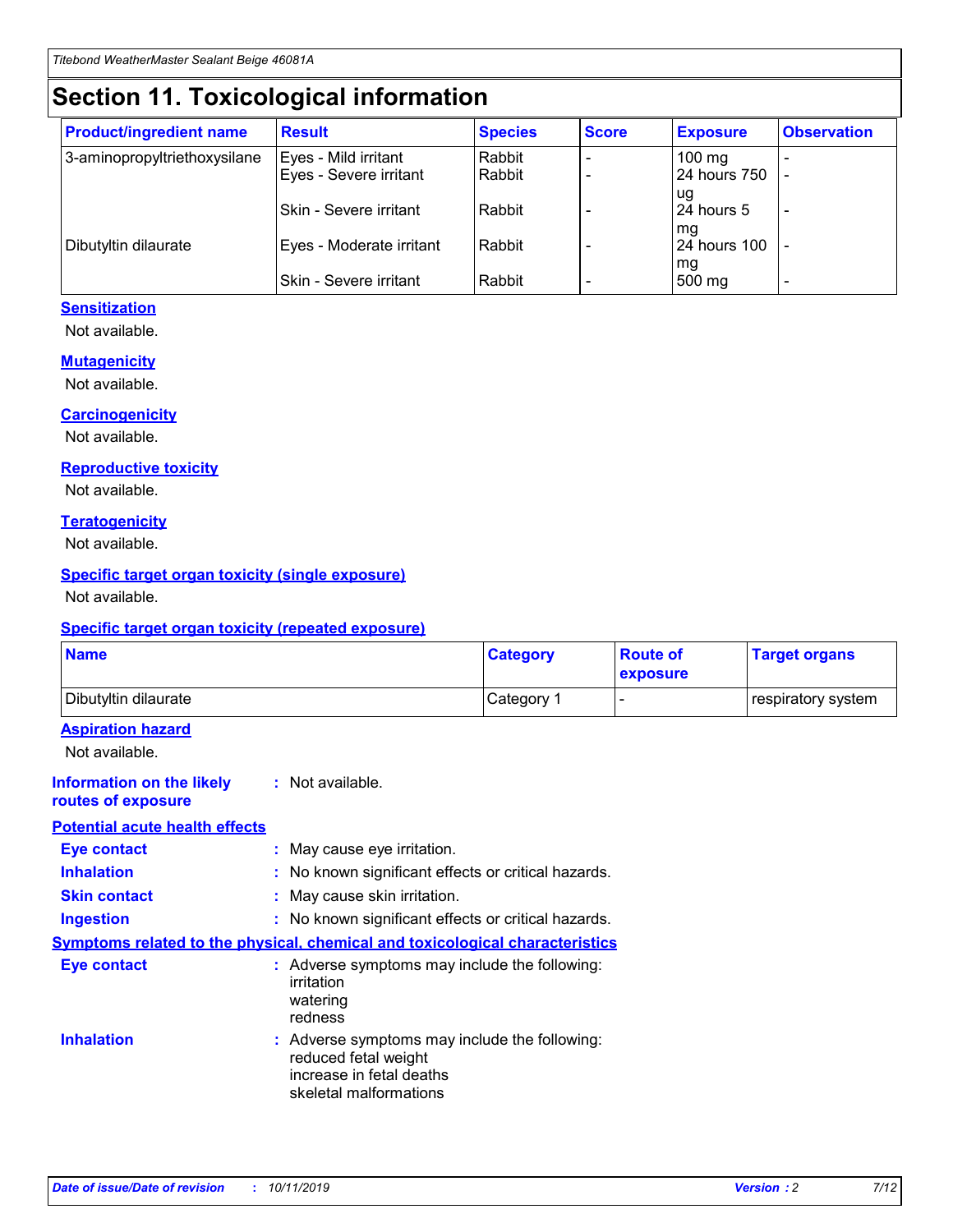# Section 11. Toxicological information

| Product/ingredient name | Result | Species | Score | Exposure | Observation |
|---|---|---|---|---|---|
| 3-aminopropyltriethoxysilane | Eyes - Mild irritant | Rabbit | - | 100 mg | - |
| | Eyes - Severe irritant | Rabbit | - | 24 hours 750 ug | - |
| | Skin - Severe irritant | Rabbit | - | 24 hours 5 mg | - |
| Dibutyltin dilaurate | Eyes - Moderate irritant | Rabbit | - | 24 hours 100 mg | - |
| | Skin - Severe irritant | Rabbit | - | 500 mg | - |

### Sensitization

Not available.

### Mutagenicity

Not available.

### Carcinogenicity

Not available.

### Reproductive toxicity

Not available.

### Teratogenicity

Not available.

### Specific target organ toxicity (single exposure)

Not available.

### Specific target organ toxicity (repeated exposure)

| Name | Category | Route of exposure | Target organs |
|---|---|---|---|
| Dibutyltin dilaurate | Category 1 | - | respiratory system |

### Aspiration hazard

Not available.

**Information on the likely routes of exposure** : Not available.

### Potential acute health effects

**Eye contact** : May cause eye irritation.

**Inhalation** : No known significant effects or critical hazards.

**Skin contact** : May cause skin irritation.

**Ingestion** : No known significant effects or critical hazards.

### Symptoms related to the physical, chemical and toxicological characteristics

**Eye contact** : Adverse symptoms may include the following:
irritation
watering
redness

**Inhalation** : Adverse symptoms may include the following:
reduced fetal weight
increase in fetal deaths
skeletal malformations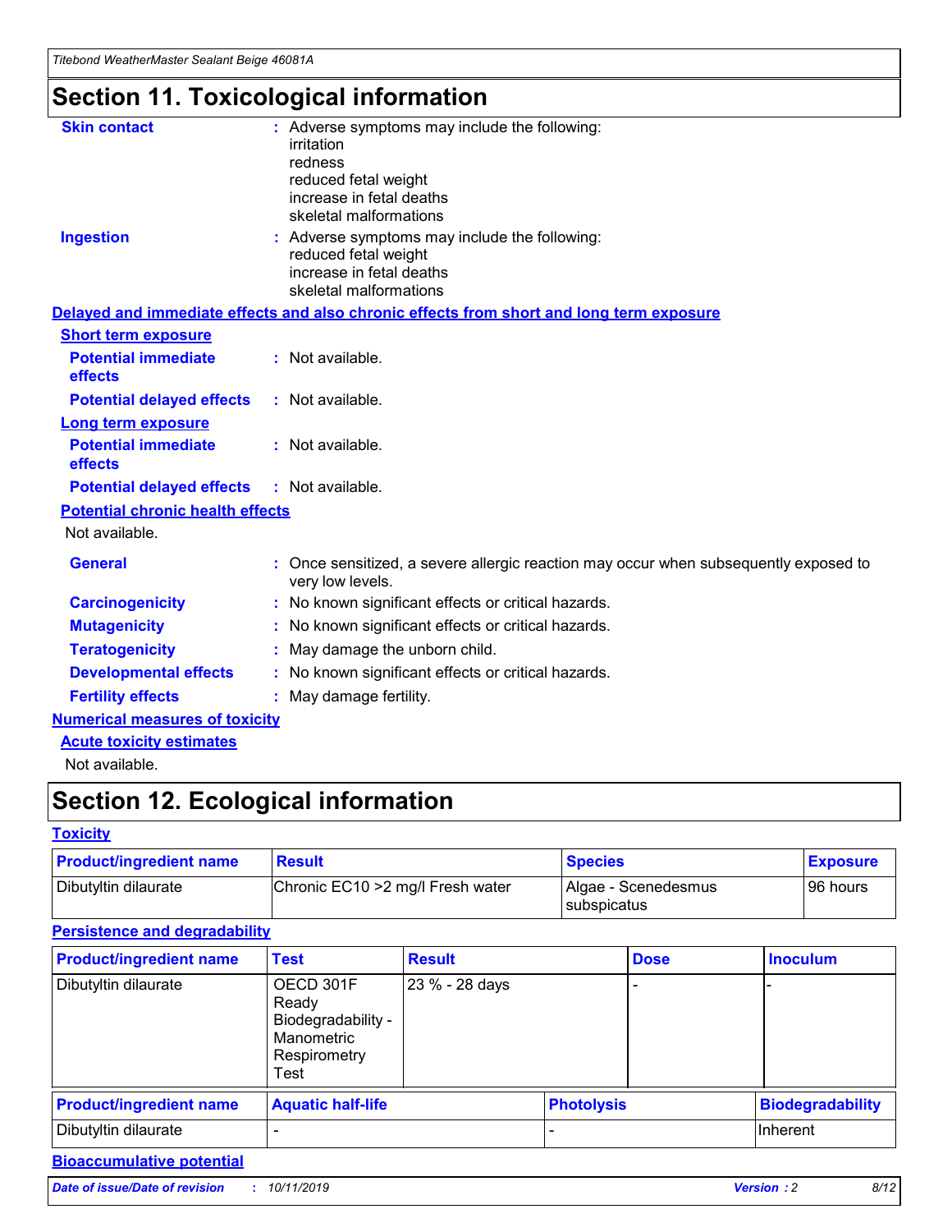# Section 11. Toxicological information

**Skin contact** : Adverse symptoms may include the following:
irritation
redness
reduced fetal weight
increase in fetal deaths
skeletal malformations

**Ingestion** : Adverse symptoms may include the following:
reduced fetal weight
increase in fetal deaths
skeletal malformations

## Delayed and immediate effects and also chronic effects from short and long term exposure

### Short term exposure

**Potential immediate effects** : Not available.

**Potential delayed effects** : Not available.

### Long term exposure

**Potential immediate effects** : Not available.

**Potential delayed effects** : Not available.

### Potential chronic health effects

Not available.

**General** : Once sensitized, a severe allergic reaction may occur when subsequently exposed to very low levels.

**Carcinogenicity** : No known significant effects or critical hazards.

**Mutagenicity** : No known significant effects or critical hazards.

**Teratogenicity** : May damage the unborn child.

**Developmental effects** : No known significant effects or critical hazards.

**Fertility effects** : May damage fertility.

## Numerical measures of toxicity

### Acute toxicity estimates

Not available.

# Section 12. Ecological information

## Toxicity

| Product/ingredient name | Result | Species | Exposure |
|---|---|---|---|
| Dibutyltin dilaurate | Chronic EC10 >2 mg/l Fresh water | Algae - Scenedesmus subspicatus | 96 hours |

## Persistence and degradability

| Product/ingredient name | Test | Result | Dose | Inoculum |
|---|---|---|---|---|
| Dibutyltin dilaurate | OECD 301F Ready Biodegradability - Manometric Respirometry Test | 23 % - 28 days | - | - |

| Product/ingredient name | Aquatic half-life | Photolysis | Biodegradability |
|---|---|---|---|
| Dibutyltin dilaurate | - | - | Inherent |

## Bioaccumulative potential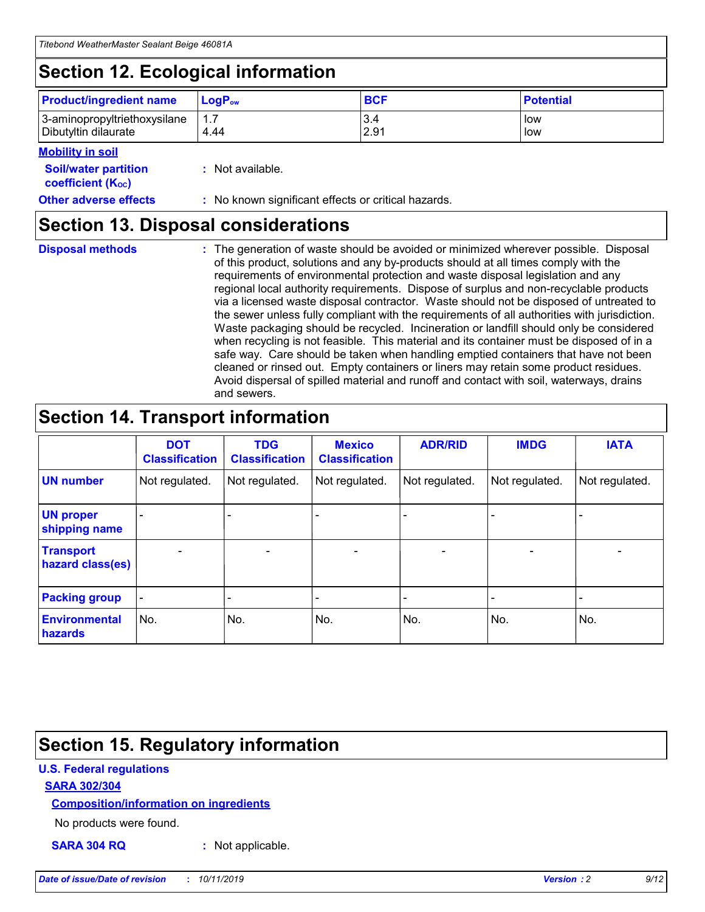## Section 12. Ecological information

| Product/ingredient name | $LogP_{ow}$ | BCF | Potential |
|---|---|---|---|
| 3-aminopropyltriethoxysilane | 1.7 | 3.4 | low |
| Dibutyltin dilaurate | 4.44 | 2.91 | low |

**Mobility in soil**

**Soil/water partition coefficient ($K_{OC}$)** : Not available.

**Other adverse effects** : No known significant effects or critical hazards.

## Section 13. Disposal considerations

**Disposal methods** : The generation of waste should be avoided or minimized wherever possible. Disposal of this product, solutions and any by-products should at all times comply with the requirements of environmental protection and waste disposal legislation and any regional local authority requirements. Dispose of surplus and non-recyclable products via a licensed waste disposal contractor. Waste should not be disposed of untreated to the sewer unless fully compliant with the requirements of all authorities with jurisdiction. Waste packaging should be recycled. Incineration or landfill should only be considered when recycling is not feasible. This material and its container must be disposed of in a safe way. Care should be taken when handling emptied containers that have not been cleaned or rinsed out. Empty containers or liners may retain some product residues. Avoid dispersal of spilled material and runoff and contact with soil, waterways, drains and sewers.

## Section 14. Transport information

| | DOT Classification | TDG Classification | Mexico Classification | ADR/RID | IMDG | IATA |
|---|---|---|---|---|---|---|
| UN number | Not regulated. | Not regulated. | Not regulated. | Not regulated. | Not regulated. | Not regulated. |
| UN proper shipping name | - | - | - | - | - | - |
| Transport hazard class(es) | - | - | - | - | - | - |
| Packing group | - | - | - | - | - | - |
| Environmental hazards | No. | No. | No. | No. | No. | No. |

## Section 15. Regulatory information

**U.S. Federal regulations**

**SARA 302/304**

**Composition/information on ingredients**

No products were found.

**SARA 304 RQ** : Not applicable.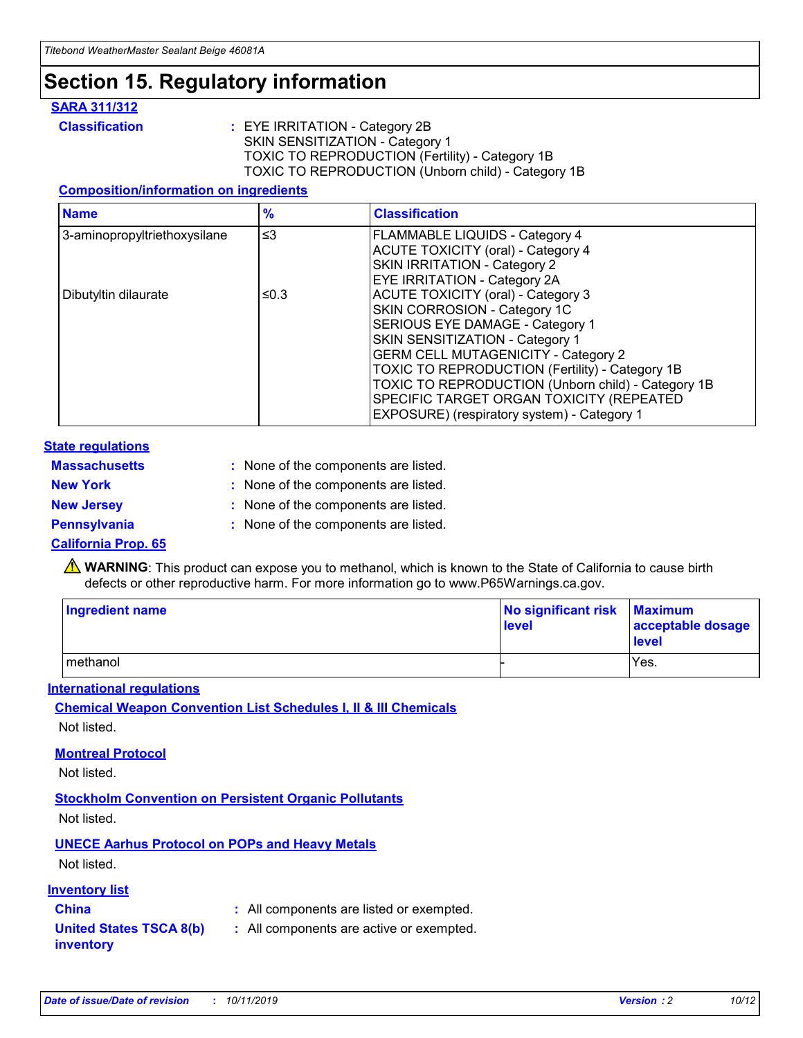# Section 15. Regulatory information

## SARA 311/312

**Classification** : EYE IRRITATION - Category 2B
SKIN SENSITIZATION - Category 1
TOXIC TO REPRODUCTION (Fertility) - Category 1B
TOXIC TO REPRODUCTION (Unborn child) - Category 1B

### Composition/information on ingredients

| Name | % | Classification |
|---|---|---|
| 3-aminopropyltriethoxysilane | ≤3 | FLAMMABLE LIQUIDS - Category 4<br>ACUTE TOXICITY (oral) - Category 4<br>SKIN IRRITATION - Category 2<br>EYE IRRITATION - Category 2A |
| Dibutyltin dilaurate | ≤0.3 | ACUTE TOXICITY (oral) - Category 3<br>SKIN CORROSION - Category 1C<br>SERIOUS EYE DAMAGE - Category 1<br>SKIN SENSITIZATION - Category 1<br>GERM CELL MUTAGENICITY - Category 2<br>TOXIC TO REPRODUCTION (Fertility) - Category 1B<br>TOXIC TO REPRODUCTION (Unborn child) - Category 1B<br>SPECIFIC TARGET ORGAN TOXICITY (REPEATED EXPOSURE) (respiratory system) - Category 1 |

## State regulations

**Massachusetts** : None of the components are listed.
**New York** : None of the components are listed.
**New Jersey** : None of the components are listed.
**Pennsylvania** : None of the components are listed.

### California Prop. 65

⚠ **WARNING**: This product can expose you to methanol, which is known to the State of California to cause birth defects or other reproductive harm. For more information go to www.P65Warnings.ca.gov.

| Ingredient name | No significant risk level | Maximum acceptable dosage level |
|---|---|---|
| methanol | - | Yes. |

## International regulations

### Chemical Weapon Convention List Schedules I, II & III Chemicals

Not listed.

### Montreal Protocol

Not listed.

### Stockholm Convention on Persistent Organic Pollutants

Not listed.

### UNECE Aarhus Protocol on POPs and Heavy Metals

Not listed.

## Inventory list

**China** : All components are listed or exempted.
**United States TSCA 8(b) inventory** : All components are active or exempted.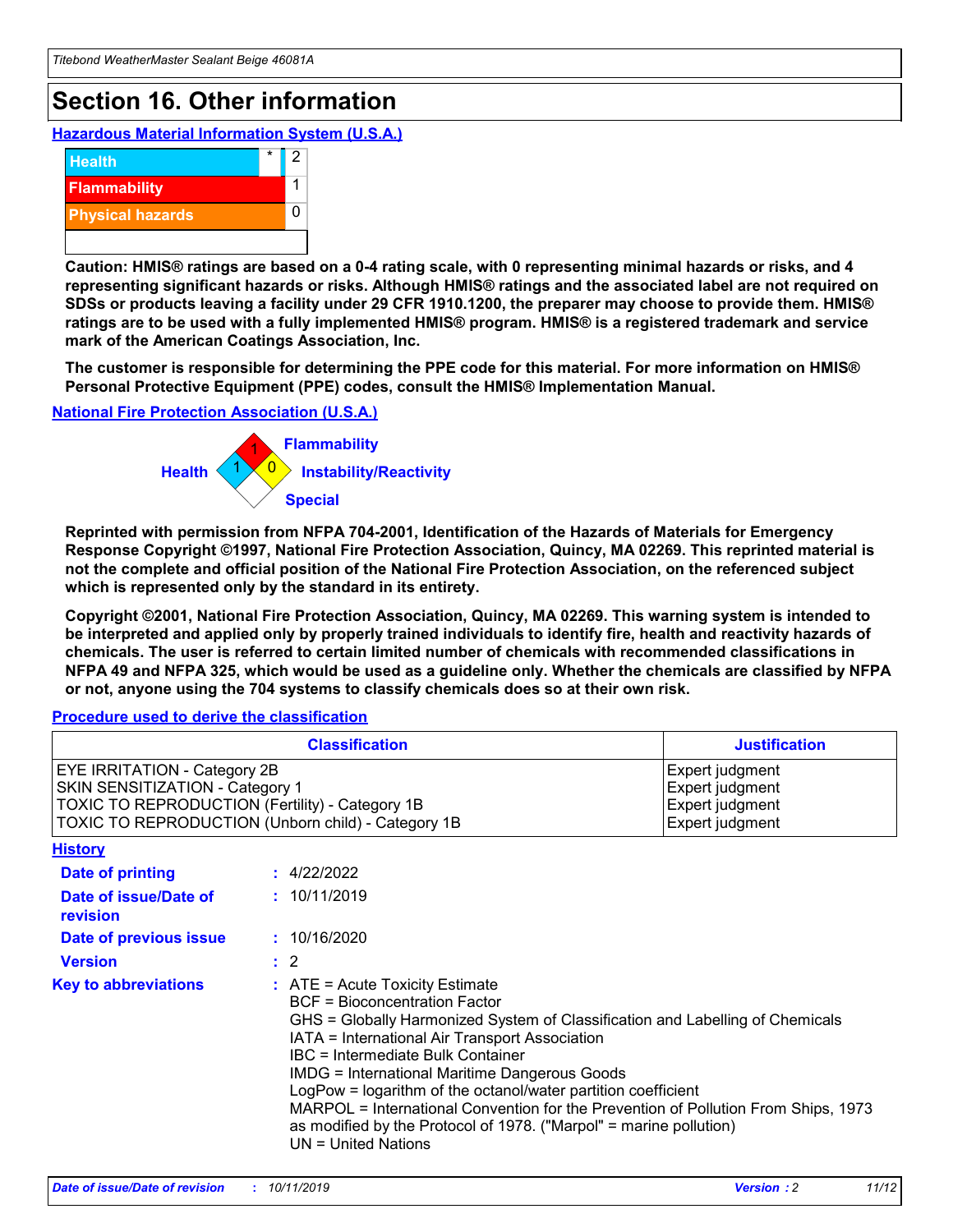# Section 16. Other information

### Hazardous Material Information System (U.S.A.)

| | | |
|---|---|---|
| Health | * | 2 |
| Flammability | | 1 |
| Physical hazards | | 0 |

**Caution: HMIS® ratings are based on a 0-4 rating scale, with 0 representing minimal hazards or risks, and 4 representing significant hazards or risks. Although HMIS® ratings and the associated label are not required on SDSs or products leaving a facility under 29 CFR 1910.1200, the preparer may choose to provide them. HMIS® ratings are to be used with a fully implemented HMIS® program. HMIS® is a registered trademark and service mark of the American Coatings Association, Inc.**

**The customer is responsible for determining the PPE code for this material. For more information on HMIS® Personal Protective Equipment (PPE) codes, consult the HMIS® Implementation Manual.**

### National Fire Protection Association (U.S.A.)

Health: 1
Flammability: 1
Instability/Reactivity: 0
Special:

**Reprinted with permission from NFPA 704-2001, Identification of the Hazards of Materials for Emergency Response Copyright ©1997, National Fire Protection Association, Quincy, MA 02269. This reprinted material is not the complete and official position of the National Fire Protection Association, on the referenced subject which is represented only by the standard in its entirety.**

**Copyright ©2001, National Fire Protection Association, Quincy, MA 02269. This warning system is intended to be interpreted and applied only by properly trained individuals to identify fire, health and reactivity hazards of chemicals. The user is referred to certain limited number of chemicals with recommended classifications in NFPA 49 and NFPA 325, which would be used as a guideline only. Whether the chemicals are classified by NFPA or not, anyone using the 704 systems to classify chemicals does so at their own risk.**

### Procedure used to derive the classification

| Classification | Justification |
|---|---|
| EYE IRRITATION - Category 2B | Expert judgment |
| SKIN SENSITIZATION - Category 1 | Expert judgment |
| TOXIC TO REPRODUCTION (Fertility) - Category 1B | Expert judgment |
| TOXIC TO REPRODUCTION (Unborn child) - Category 1B | Expert judgment |

### History

**Date of printing** : 4/22/2022

**Date of issue/Date of revision** : 10/11/2019

**Date of previous issue** : 10/16/2020

**Version** : 2

**Key to abbreviations** : ATE = Acute Toxicity Estimate
BCF = Bioconcentration Factor
GHS = Globally Harmonized System of Classification and Labelling of Chemicals
IATA = International Air Transport Association
IBC = Intermediate Bulk Container
IMDG = International Maritime Dangerous Goods
LogPow = logarithm of the octanol/water partition coefficient
MARPOL = International Convention for the Prevention of Pollution From Ships, 1973 as modified by the Protocol of 1978. ("Marpol" = marine pollution)
UN = United Nations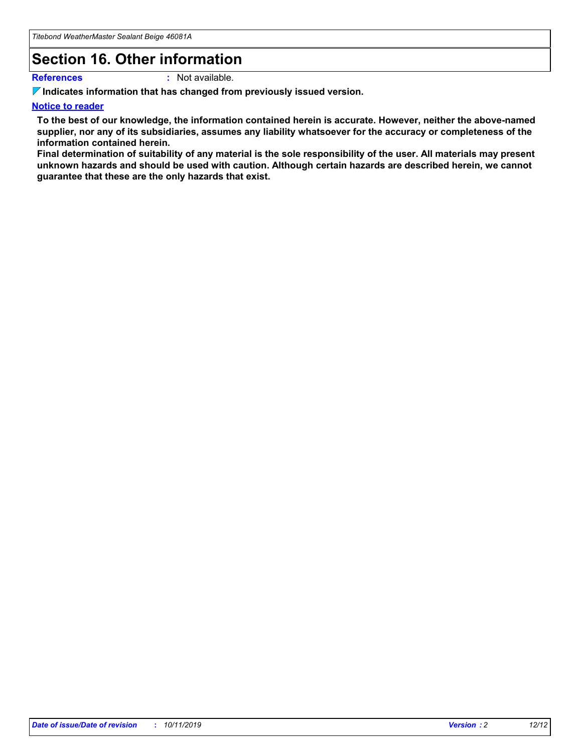# Section 16. Other information

**References** : Not available.

**Indicates information that has changed from previously issued version.**

**Notice to reader**

**To the best of our knowledge, the information contained herein is accurate. However, neither the above-named supplier, nor any of its subsidiaries, assumes any liability whatsoever for the accuracy or completeness of the information contained herein.**

**Final determination of suitability of any material is the sole responsibility of the user. All materials may present unknown hazards and should be used with caution. Although certain hazards are described herein, we cannot guarantee that these are the only hazards that exist.**